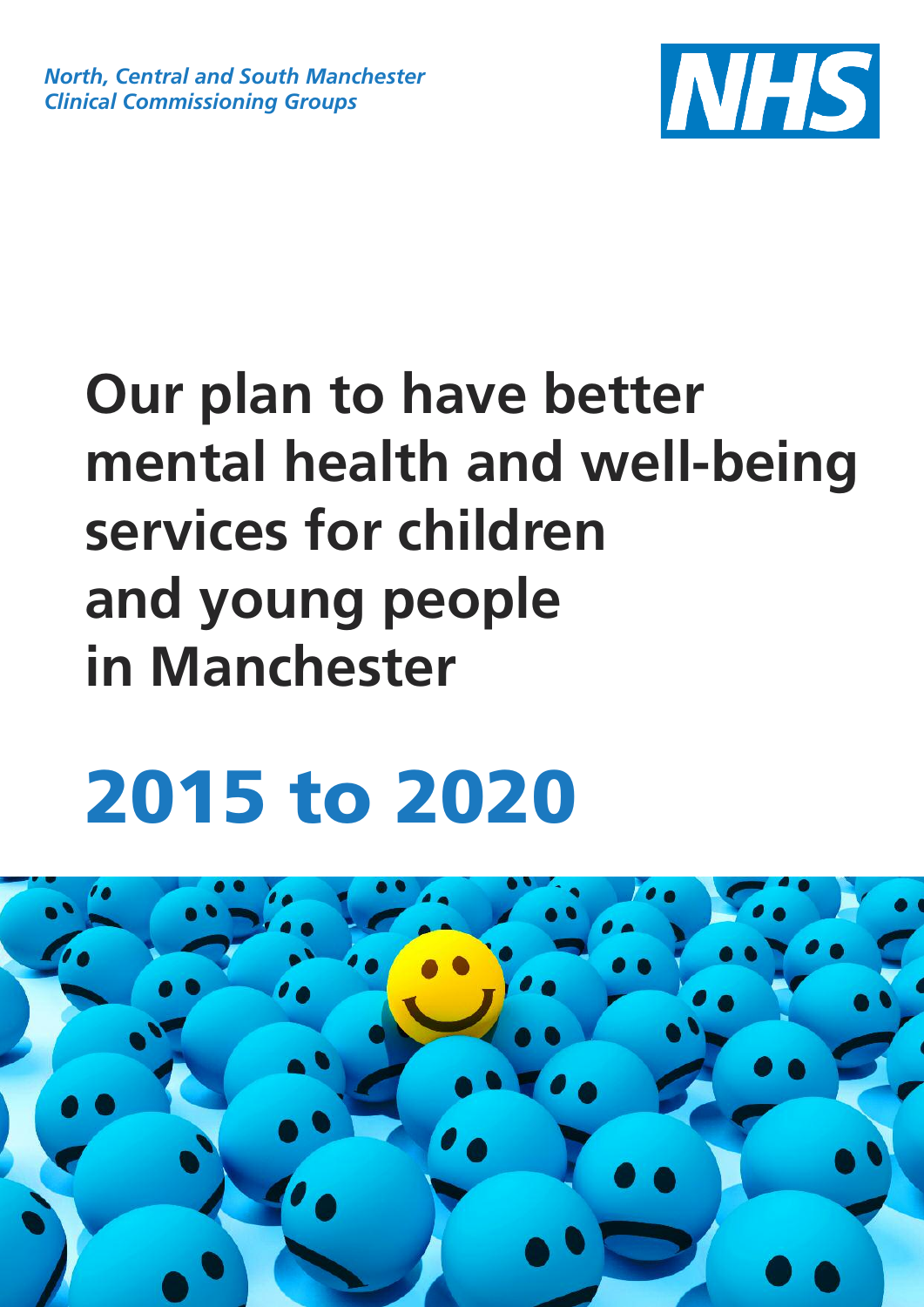*North, Central and South Manchester Clinical Commissioning Groups*

NHS

# Our plan to have better mental health and well-being services for children and young people in Manchester

# 2015 to 2020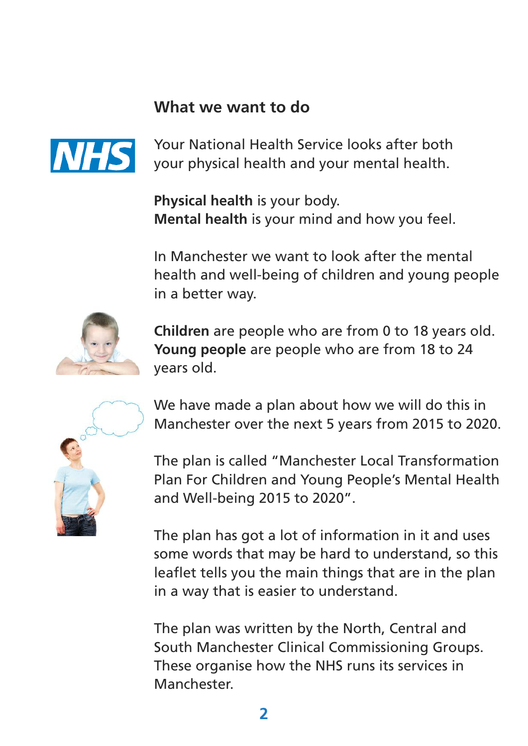## What we want to do

Your National Health Service looks after both your physical health and your mental health.

**Physical health** is your body.
**Mental health** is your mind and how you feel.

In Manchester we want to look after the mental health and well-being of children and young people in a better way.

**Children** are people who are from 0 to 18 years old.
**Young people** are people who are from 18 to 24 years old.

We have made a plan about how we will do this in Manchester over the next 5 years from 2015 to 2020.

The plan is called "Manchester Local Transformation Plan For Children and Young People's Mental Health and Well-being 2015 to 2020".

The plan has got a lot of information in it and uses some words that may be hard to understand, so this leaflet tells you the main things that are in the plan in a way that is easier to understand.

The plan was written by the North, Central and South Manchester Clinical Commissioning Groups. These organise how the NHS runs its services in Manchester.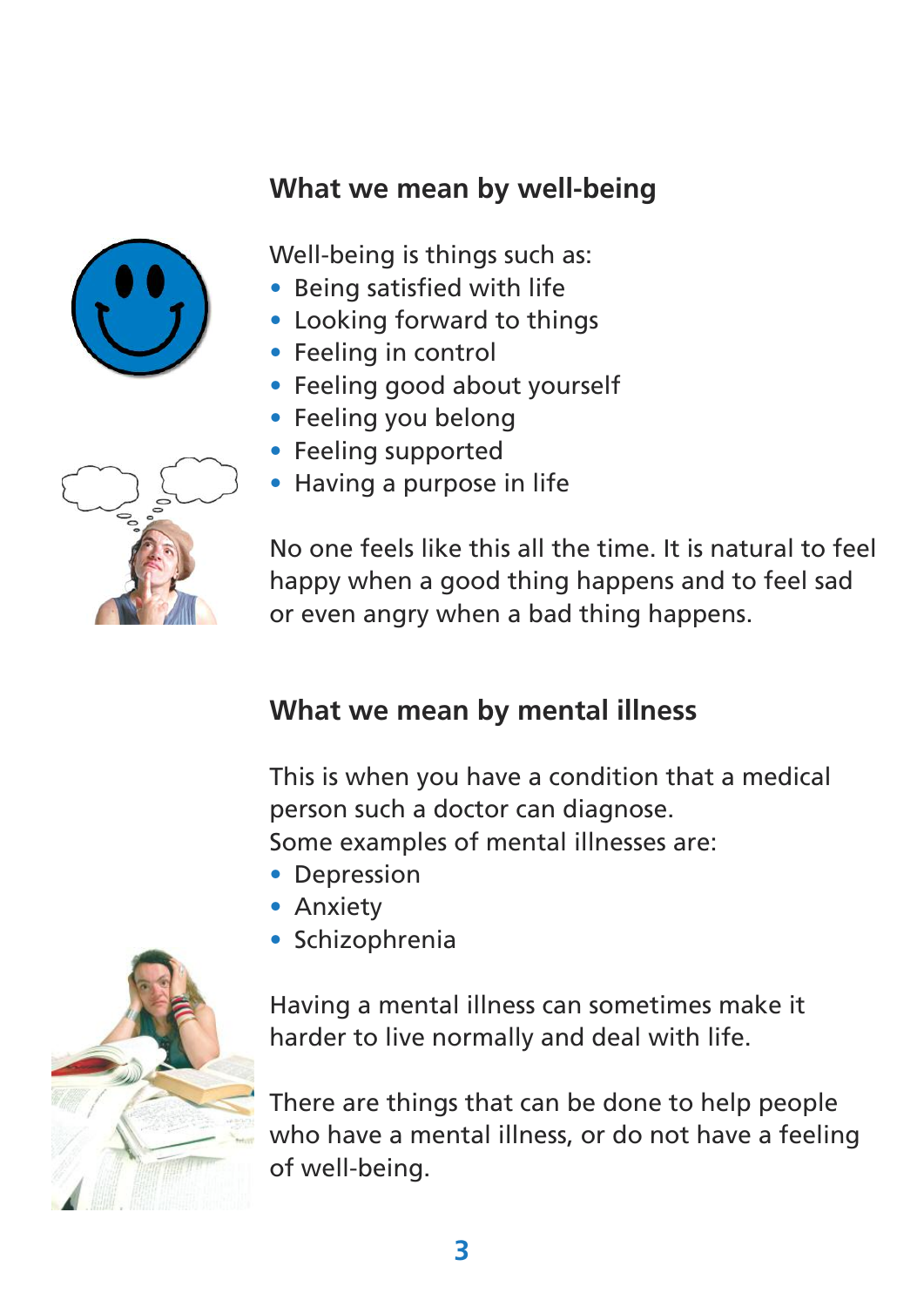## What we mean by well-being

Well-being is things such as:

- Being satisfied with life
- Looking forward to things
- Feeling in control
- Feeling good about yourself
- Feeling you belong
- Feeling supported
- Having a purpose in life

No one feels like this all the time. It is natural to feel happy when a good thing happens and to feel sad or even angry when a bad thing happens.

## What we mean by mental illness

This is when you have a condition that a medical person such a doctor can diagnose.
Some examples of mental illnesses are:

- Depression
- Anxiety
- Schizophrenia

Having a mental illness can sometimes make it harder to live normally and deal with life.

There are things that can be done to help people who have a mental illness, or do not have a feeling of well-being.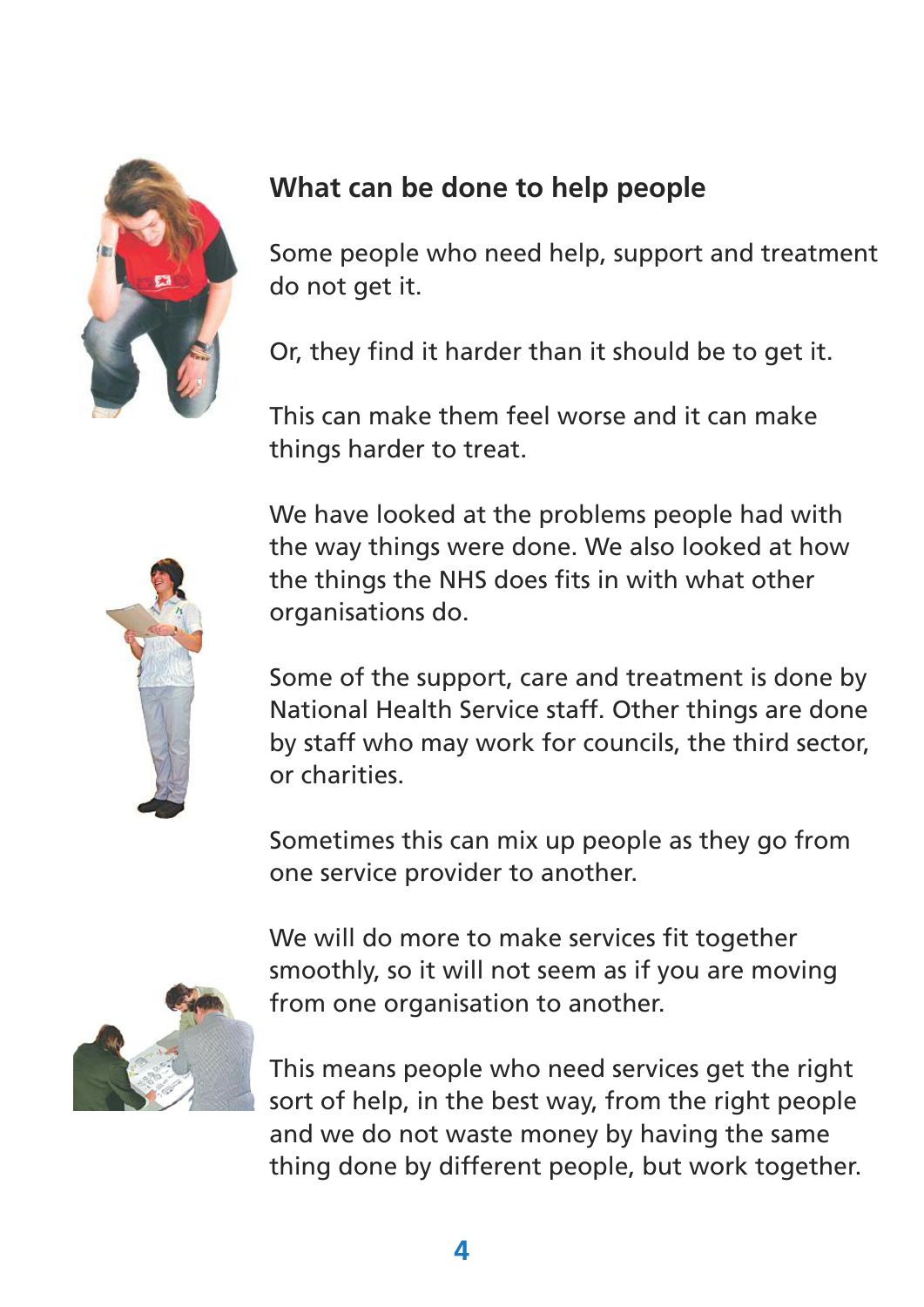## What can be done to help people

Some people who need help, support and treatment do not get it.

Or, they find it harder than it should be to get it.

This can make them feel worse and it can make things harder to treat.

We have looked at the problems people had with the way things were done. We also looked at how the things the NHS does fits in with what other organisations do.

Some of the support, care and treatment is done by National Health Service staff. Other things are done by staff who may work for councils, the third sector, or charities.

Sometimes this can mix up people as they go from one service provider to another.

We will do more to make services fit together smoothly, so it will not seem as if you are moving from one organisation to another.

This means people who need services get the right sort of help, in the best way, from the right people and we do not waste money by having the same thing done by different people, but work together.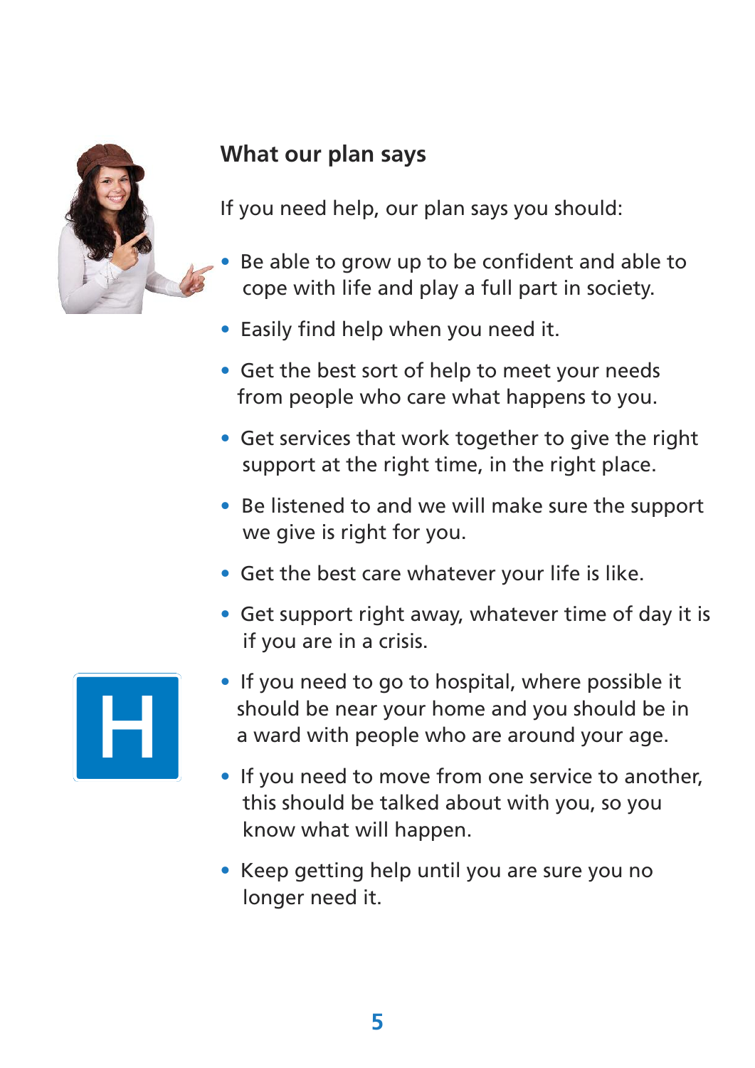## What our plan says

If you need help, our plan says you should:

- Be able to grow up to be confident and able to cope with life and play a full part in society.
- Easily find help when you need it.
- Get the best sort of help to meet your needs from people who care what happens to you.
- Get services that work together to give the right support at the right time, in the right place.
- Be listened to and we will make sure the support we give is right for you.
- Get the best care whatever your life is like.
- Get support right away, whatever time of day it is if you are in a crisis.
- If you need to go to hospital, where possible it should be near your home and you should be in a ward with people who are around your age.
- If you need to move from one service to another, this should be talked about with you, so you know what will happen.
- Keep getting help until you are sure you no longer need it.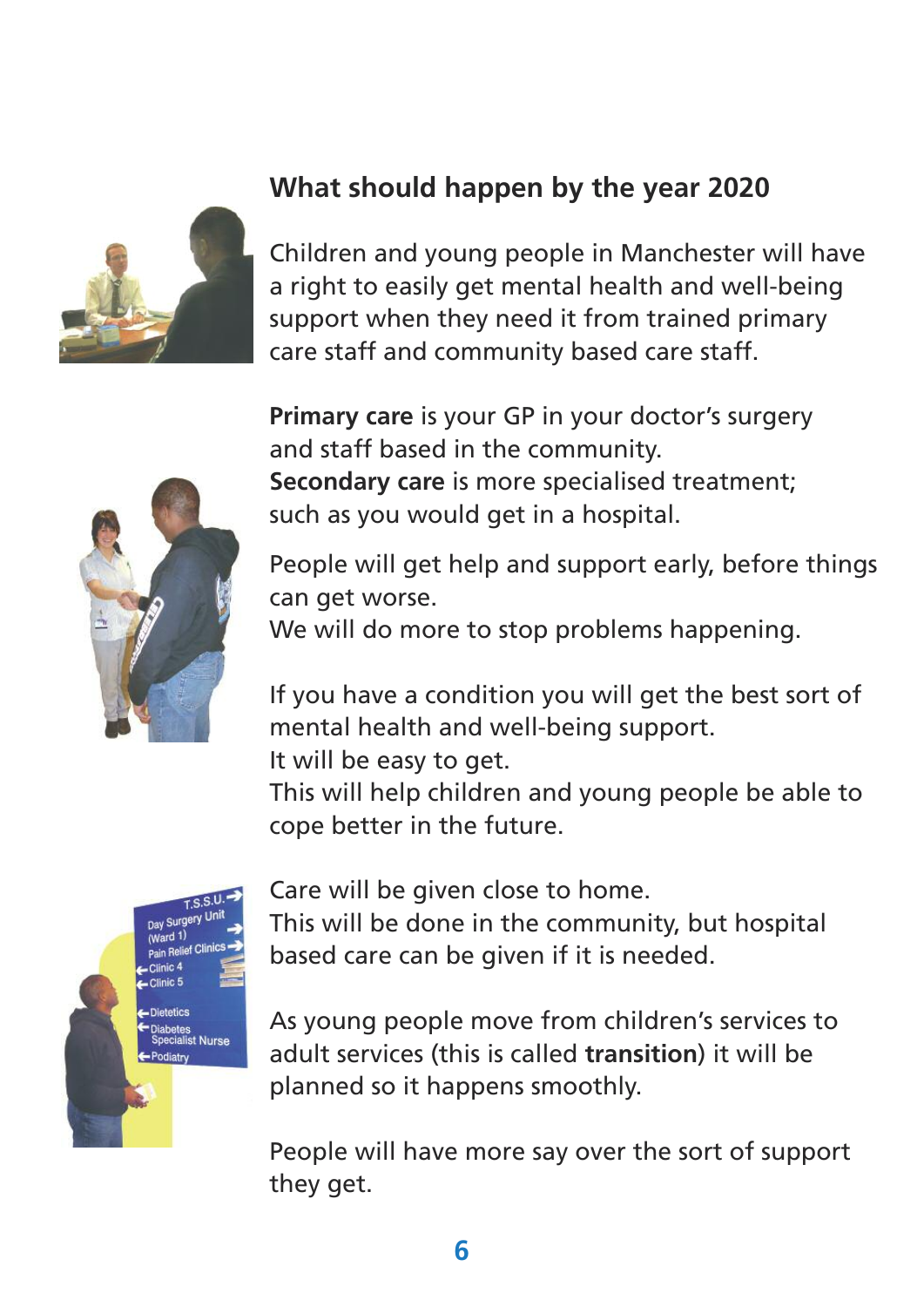## What should happen by the year 2020

Children and young people in Manchester will have a right to easily get mental health and well-being support when they need it from trained primary care staff and community based care staff.

**Primary care** is your GP in your doctor's surgery and staff based in the community.
**Secondary care** is more specialised treatment; such as you would get in a hospital.

People will get help and support early, before things can get worse.
We will do more to stop problems happening.

If you have a condition you will get the best sort of mental health and well-being support.
It will be easy to get.
This will help children and young people be able to cope better in the future.

Care will be given close to home.
This will be done in the community, but hospital based care can be given if it is needed.

As young people move from children's services to adult services (this is called **transition**) it will be planned so it happens smoothly.

People will have more say over the sort of support they get.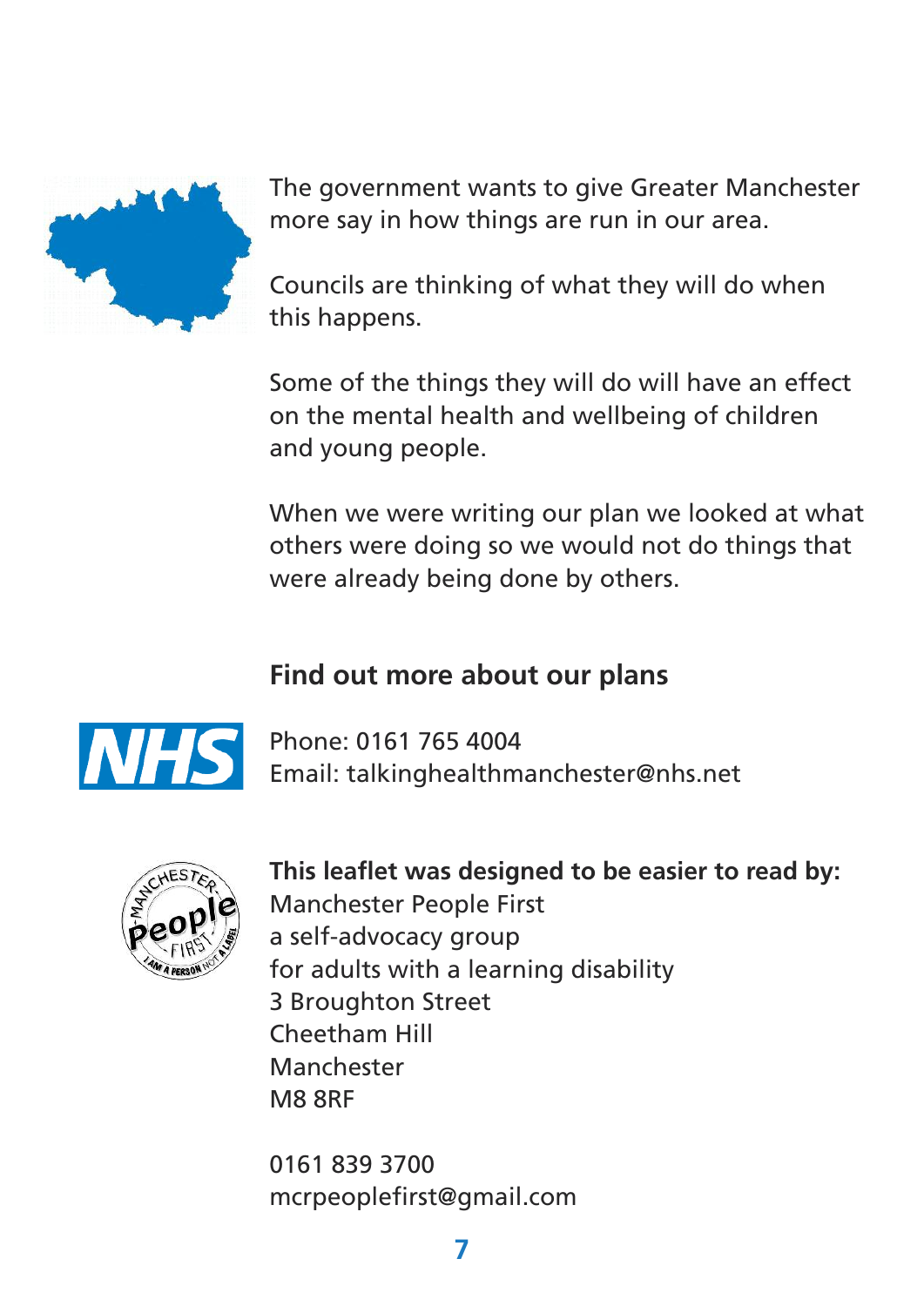The government wants to give Greater Manchester more say in how things are run in our area.

Councils are thinking of what they will do when this happens.

Some of the things they will do will have an effect on the mental health and wellbeing of children and young people.

When we were writing our plan we looked at what others were doing so we would not do things that were already being done by others.

## Find out more about our plans

Phone: 0161 765 4004
Email: talkinghealthmanchester@nhs.net

**This leaflet was designed to be easier to read by:**
Manchester People First
a self-advocacy group
for adults with a learning disability
3 Broughton Street
Cheetham Hill
Manchester
M8 8RF

0161 839 3700
mcrpeoplefirst@gmail.com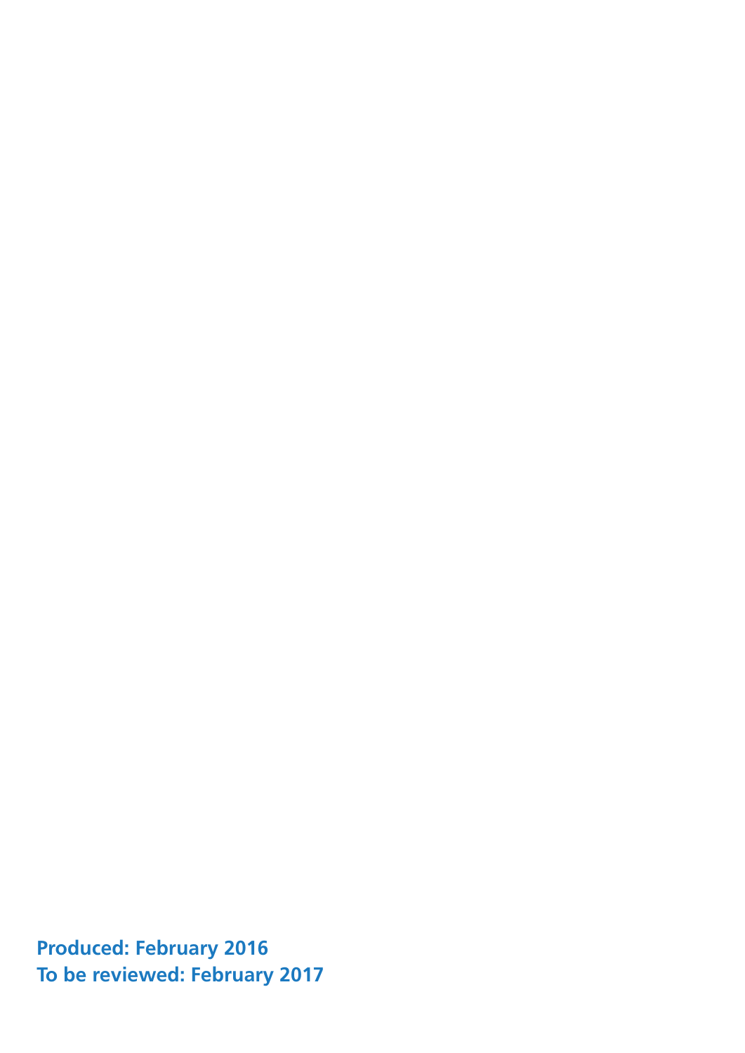**Produced: February 2016**
**To be reviewed: February 2017**